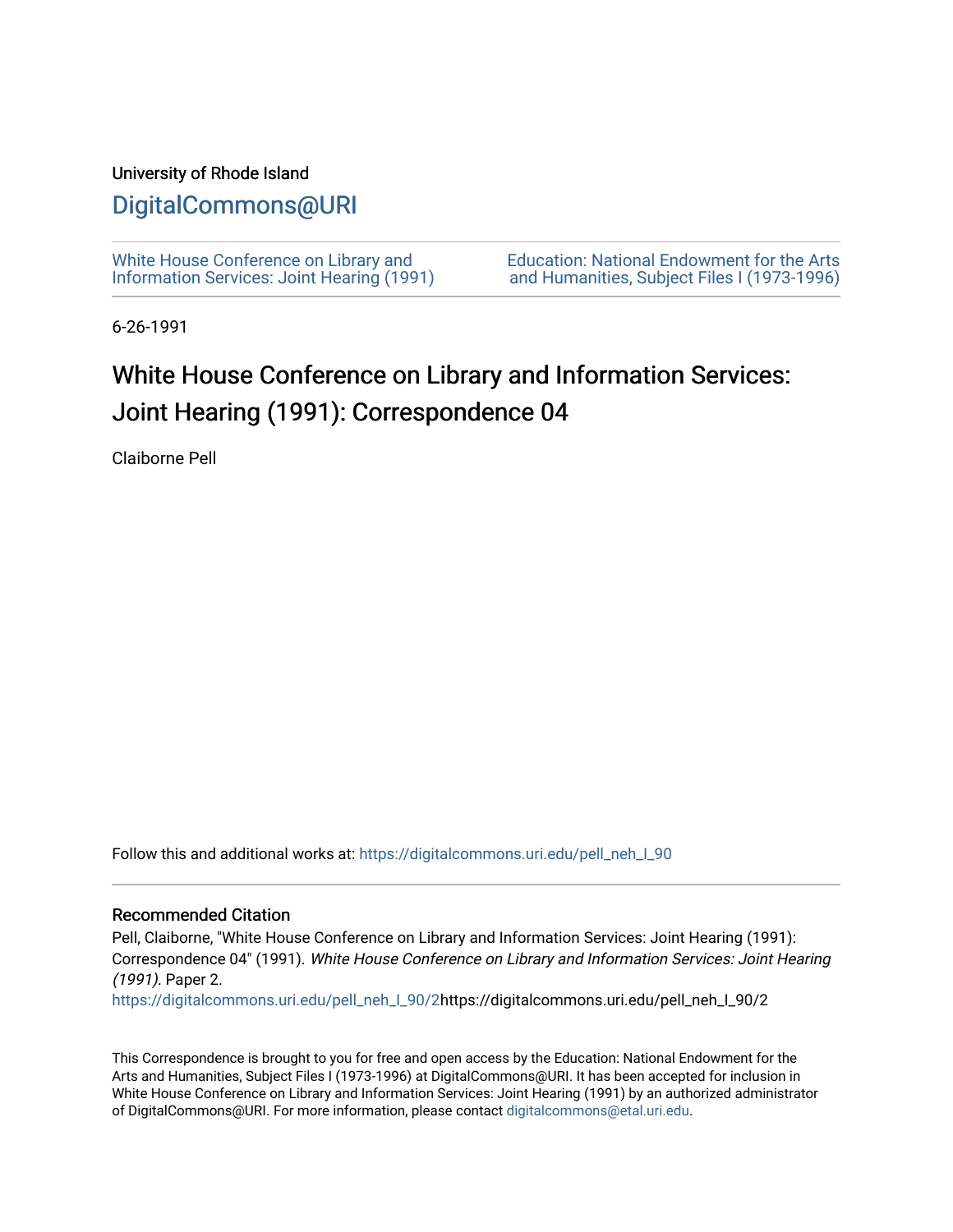University of Rhode Island

# DigitalCommons@URI

White House Conference on Library and Information Services: Joint Hearing (1991)

Education: National Endowment for the Arts and Humanities, Subject Files I (1973-1996)

6-26-1991

## White House Conference on Library and Information Services: Joint Hearing (1991): Correspondence 04

Claiborne Pell

Follow this and additional works at: https://digitalcommons.uri.edu/pell_neh_I_90

### Recommended Citation

Pell, Claiborne, "White House Conference on Library and Information Services: Joint Hearing (1991): Correspondence 04" (1991). *White House Conference on Library and Information Services: Joint Hearing (1991).* Paper 2.
https://digitalcommons.uri.edu/pell_neh_I_90/2https://digitalcommons.uri.edu/pell_neh_I_90/2

This Correspondence is brought to you for free and open access by the Education: National Endowment for the Arts and Humanities, Subject Files I (1973-1996) at DigitalCommons@URI. It has been accepted for inclusion in White House Conference on Library and Information Services: Joint Hearing (1991) by an authorized administrator of DigitalCommons@URI. For more information, please contact digitalcommons@etal.uri.edu.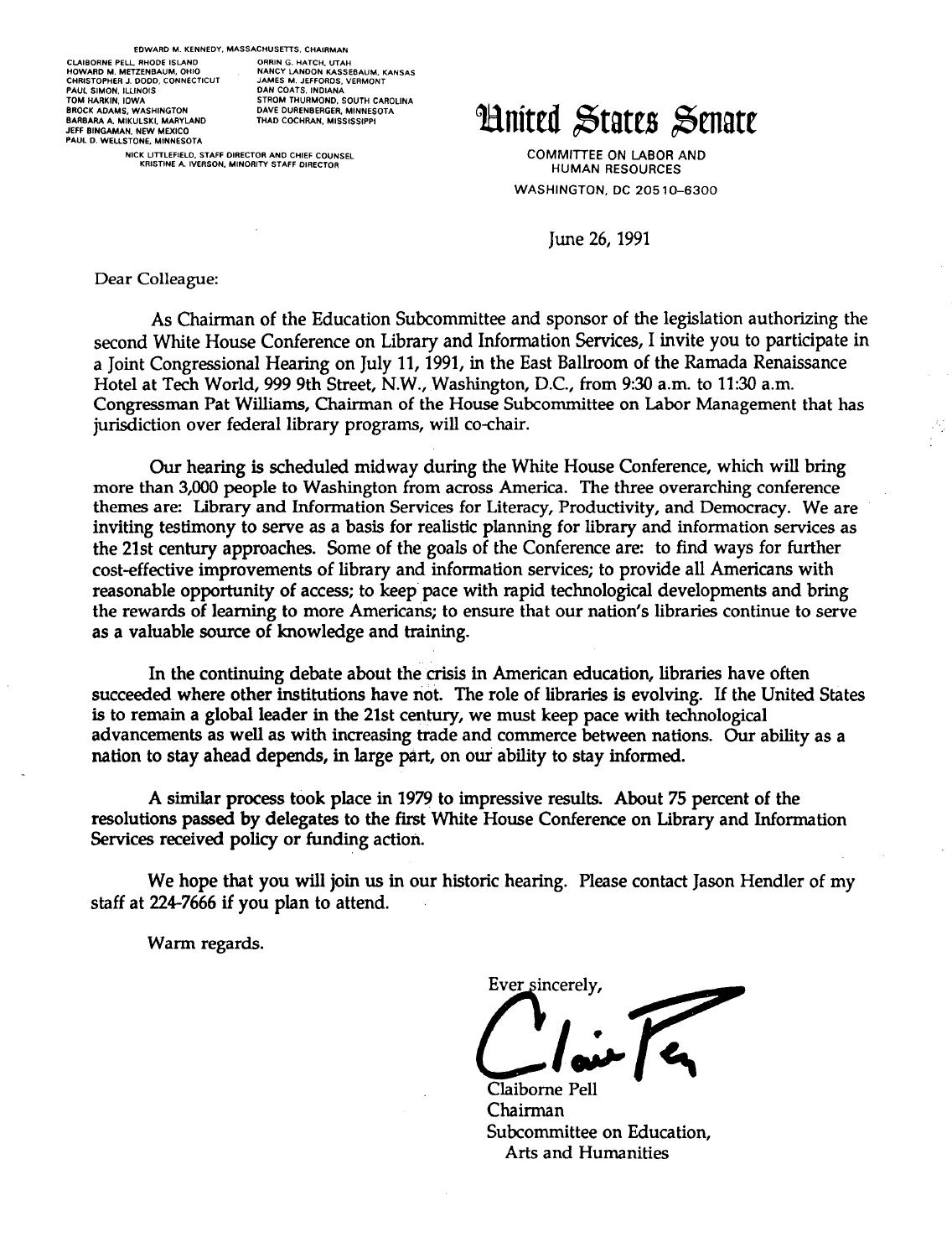EDWARD M. KENNEDY, MASSACHUSETTS, CHAIRMAN

CLAIBORNE PELL, RHODE ISLAND
HOWARD M. METZENBAUM, OHIO
CHRISTOPHER J. DODD, CONNECTICUT
PAUL SIMON, ILLINOIS
TOM HARKIN, IOWA
BROCK ADAMS, WASHINGTON
BARBARA A. MIKULSKI, MARYLAND
JEFF BINGAMAN, NEW MEXICO
PAUL D. WELLSTONE, MINNESOTA

ORRIN G. HATCH, UTAH
NANCY LANDON KASSEBAUM, KANSAS
JAMES M. JEFFORDS, VERMONT
DAN COATS, INDIANA
STROM THURMOND, SOUTH CAROLINA
DAVE DURENBERGER, MINNESOTA
THAD COCHRAN, MISSISSIPPI

NICK LITTLEFIELD, STAFF DIRECTOR AND CHIEF COUNSEL
KRISTINE A. IVERSON, MINORITY STAFF DIRECTOR

# United States Senate

COMMITTEE ON LABOR AND
HUMAN RESOURCES
WASHINGTON, DC 20510–6300

June 26, 1991

Dear Colleague:

As Chairman of the Education Subcommittee and sponsor of the legislation authorizing the second White House Conference on Library and Information Services, I invite you to participate in a Joint Congressional Hearing on July 11, 1991, in the East Ballroom of the Ramada Renaissance Hotel at Tech World, 999 9th Street, N.W., Washington, D.C., from 9:30 a.m. to 11:30 a.m. Congressman Pat Williams, Chairman of the House Subcommittee on Labor Management that has jurisdiction over federal library programs, will co-chair.

Our hearing is scheduled midway during the White House Conference, which will bring more than 3,000 people to Washington from across America. The three overarching conference themes are: Library and Information Services for Literacy, Productivity, and Democracy. We are inviting testimony to serve as a basis for realistic planning for library and information services as the 21st century approaches. Some of the goals of the Conference are: to find ways for further cost-effective improvements of library and information services; to provide all Americans with reasonable opportunity of access; to keep pace with rapid technological developments and bring the rewards of learning to more Americans; to ensure that our nation's libraries continue to serve as a valuable source of knowledge and training.

In the continuing debate about the crisis in American education, libraries have often succeeded where other institutions have not. The role of libraries is evolving. If the United States is to remain a global leader in the 21st century, we must keep pace with technological advancements as well as with increasing trade and commerce between nations. Our ability as a nation to stay ahead depends, in large part, on our ability to stay informed.

A similar process took place in 1979 to impressive results. About 75 percent of the resolutions passed by delegates to the first White House Conference on Library and Information Services received policy or funding action.

We hope that you will join us in our historic hearing. Please contact Jason Hendler of my staff at 224-7666 if you plan to attend.

Warm regards.

Ever sincerely,

Claiborne Pell
Chairman
Subcommittee on Education,
Arts and Humanities